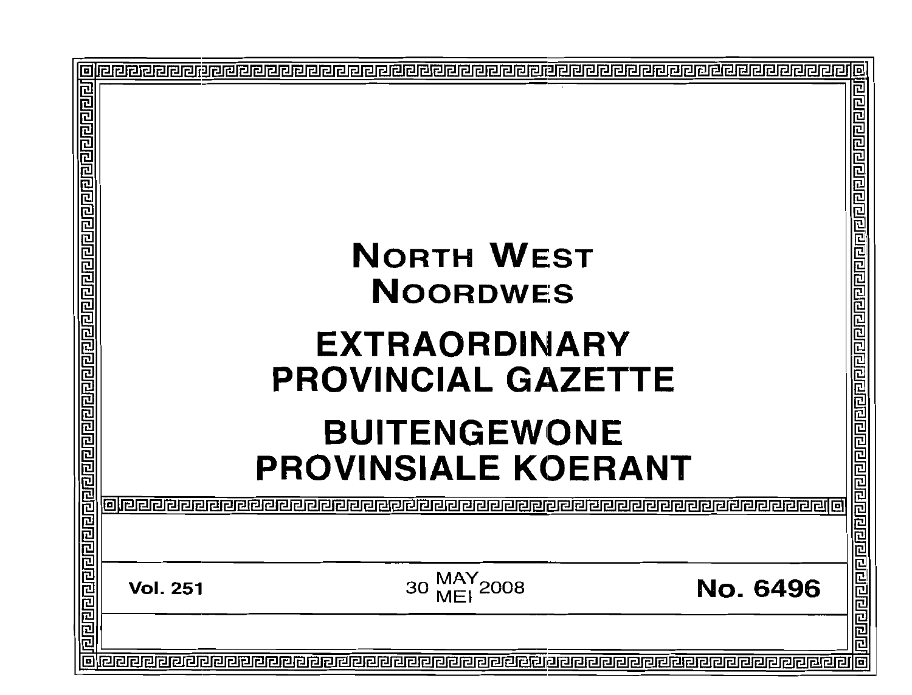# NORTH WEST
# NOORDWES

# EXTRAORDINARY PROVINCIAL GAZETTE

# BUITENGEWONE PROVINSIALE KOERANT

**Vol. 251** 30 MAY MEI 2008 **No. 6496**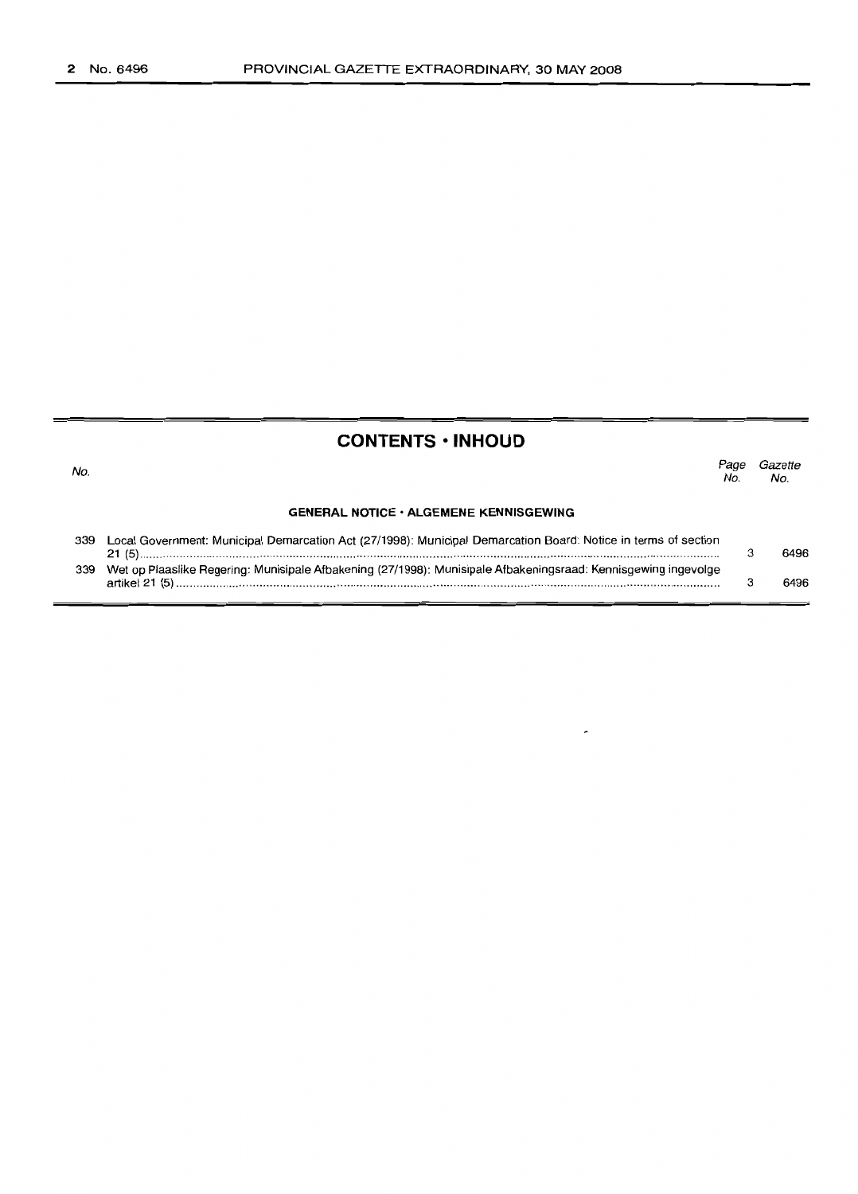## CONTENTS • INHOUD

| No. | | Page No. | Gazette No. |
|---|---|---|---|
| | **GENERAL NOTICE • ALGEMENE KENNISGEWING** | | |
| 339 | Local Government: Municipal Demarcation Act (27/1998): Municipal Demarcation Board: Notice in terms of section 21 (5) | 3 | 6496 |
| 339 | Wet op Plaaslike Regering: Munisipale Afbakening (27/1998): Munisipale Afbakeningsraad: Kennisgewing ingevolge artikel 21 (5) | 3 | 6496 |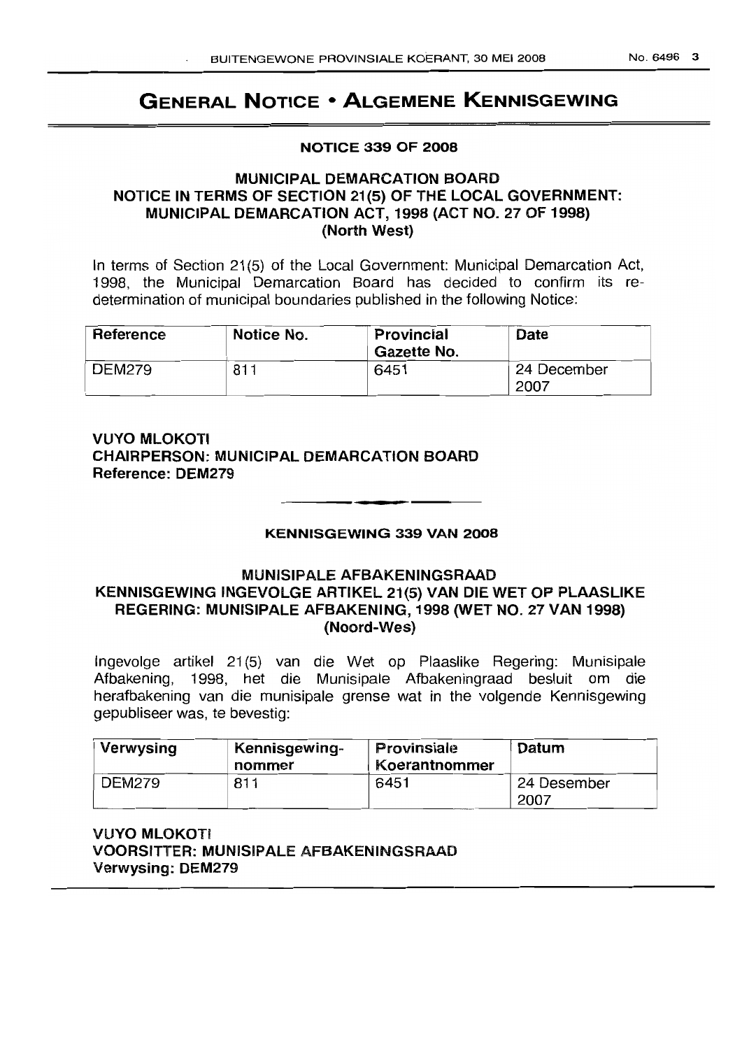# GENERAL NOTICE • ALGEMENE KENNISGEWING

## NOTICE 339 OF 2008

### MUNICIPAL DEMARCATION BOARD NOTICE IN TERMS OF SECTION 21(5) OF THE LOCAL GOVERNMENT: MUNICIPAL DEMARCATION ACT, 1998 (ACT NO. 27 OF 1998) (North West)

In terms of Section 21(5) of the Local Government: Municipal Demarcation Act, 1998, the Municipal Demarcation Board has decided to confirm its re-determination of municipal boundaries published in the following Notice:

| Reference | Notice No. | Provincial Gazette No. | Date |
|---|---|---|---|
| DEM279 | 811 | 6451 | 24 December 2007 |

**VUYO MLOKOTI**
**CHAIRPERSON: MUNICIPAL DEMARCATION BOARD**
**Reference: DEM279**

---

## KENNISGEWING 339 VAN 2008

### MUNISIPALE AFBAKENINGSRAAD KENNISGEWING INGEVOLGE ARTIKEL 21(5) VAN DIE WET OP PLAASLIKE REGERING: MUNISIPALE AFBAKENING, 1998 (WET NO. 27 VAN 1998) (Noord-Wes)

Ingevolge artikel 21(5) van die Wet op Plaaslike Regering: Munisipale Afbakening, 1998, het die Munisipale Afbakeningraad besluit om die herafbakening van die munisipale grense wat in the volgende Kennisgewing gepubliseer was, te bevestig:

| Verwysing | Kennisgewing-nommer | Provinsiale Koerantnommer | Datum |
|---|---|---|---|
| DEM279 | 811 | 6451 | 24 Desember 2007 |

**VUYO MLOKOTI**
**VOORSITTER: MUNISIPALE AFBAKENINGSRAAD**
**Verwysing: DEM279**